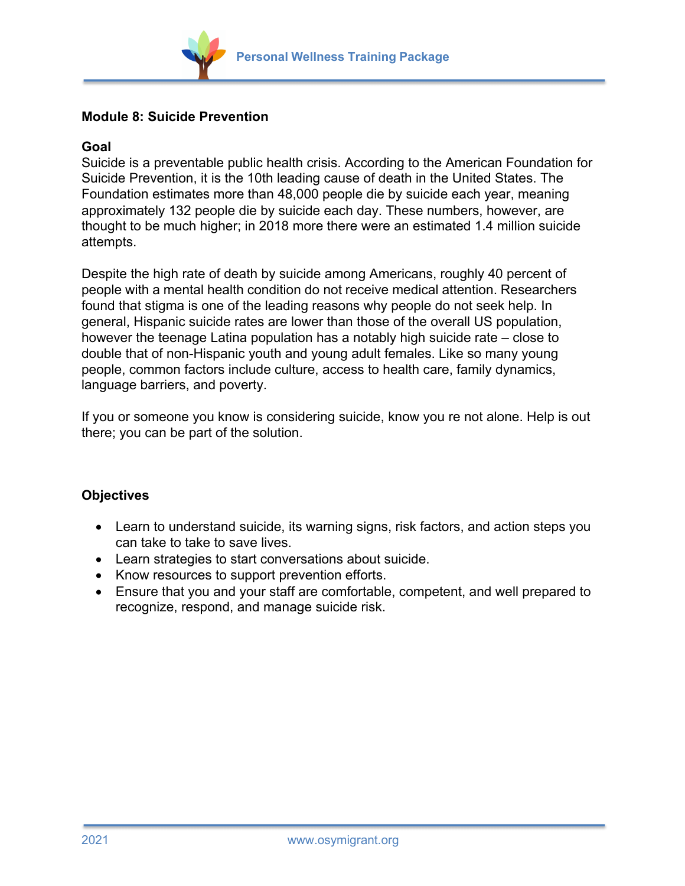## Module 8: Suicide Prevention

### Goal

Suicide is a preventable public health crisis. According to the American Foundation for Suicide Prevention, it is the 10th leading cause of death in the United States. The Foundation estimates more than 48,000 people die by suicide each year, meaning approximately 132 people die by suicide each day. These numbers, however, are thought to be much higher; in 2018 more there were an estimated 1.4 million suicide attempts.

Despite the high rate of death by suicide among Americans, roughly 40 percent of people with a mental health condition do not receive medical attention. Researchers found that stigma is one of the leading reasons why people do not seek help. In general, Hispanic suicide rates are lower than those of the overall US population, however the teenage Latina population has a notably high suicide rate – close to double that of non-Hispanic youth and young adult females. Like so many young people, common factors include culture, access to health care, family dynamics, language barriers, and poverty.

If you or someone you know is considering suicide, know you re not alone. Help is out there; you can be part of the solution.

### Objectives

- Learn to understand suicide, its warning signs, risk factors, and action steps you can take to take to save lives.
- Learn strategies to start conversations about suicide.
- Know resources to support prevention efforts.
- Ensure that you and your staff are comfortable, competent, and well prepared to recognize, respond, and manage suicide risk.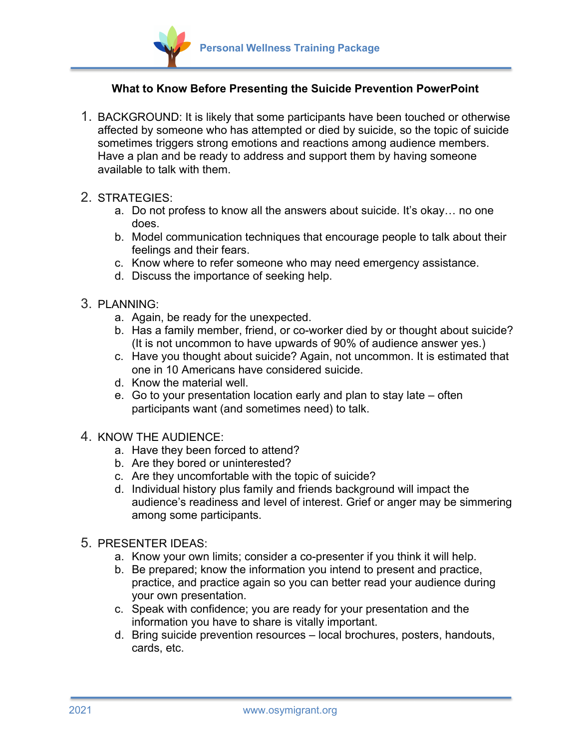### What to Know Before Presenting the Suicide Prevention PowerPoint

1. BACKGROUND: It is likely that some participants have been touched or otherwise affected by someone who has attempted or died by suicide, so the topic of suicide sometimes triggers strong emotions and reactions among audience members. Have a plan and be ready to address and support them by having someone available to talk with them.

2. STRATEGIES:
   a. Do not profess to know all the answers about suicide. It's okay… no one does.
   b. Model communication techniques that encourage people to talk about their feelings and their fears.
   c. Know where to refer someone who may need emergency assistance.
   d. Discuss the importance of seeking help.

3. PLANNING:
   a. Again, be ready for the unexpected.
   b. Has a family member, friend, or co-worker died by or thought about suicide? (It is not uncommon to have upwards of 90% of audience answer yes.)
   c. Have you thought about suicide? Again, not uncommon. It is estimated that one in 10 Americans have considered suicide.
   d. Know the material well.
   e. Go to your presentation location early and plan to stay late – often participants want (and sometimes need) to talk.

4. KNOW THE AUDIENCE:
   a. Have they been forced to attend?
   b. Are they bored or uninterested?
   c. Are they uncomfortable with the topic of suicide?
   d. Individual history plus family and friends background will impact the audience's readiness and level of interest. Grief or anger may be simmering among some participants.

5. PRESENTER IDEAS:
   a. Know your own limits; consider a co-presenter if you think it will help.
   b. Be prepared; know the information you intend to present and practice, practice, and practice again so you can better read your audience during your own presentation.
   c. Speak with confidence; you are ready for your presentation and the information you have to share is vitally important.
   d. Bring suicide prevention resources – local brochures, posters, handouts, cards, etc.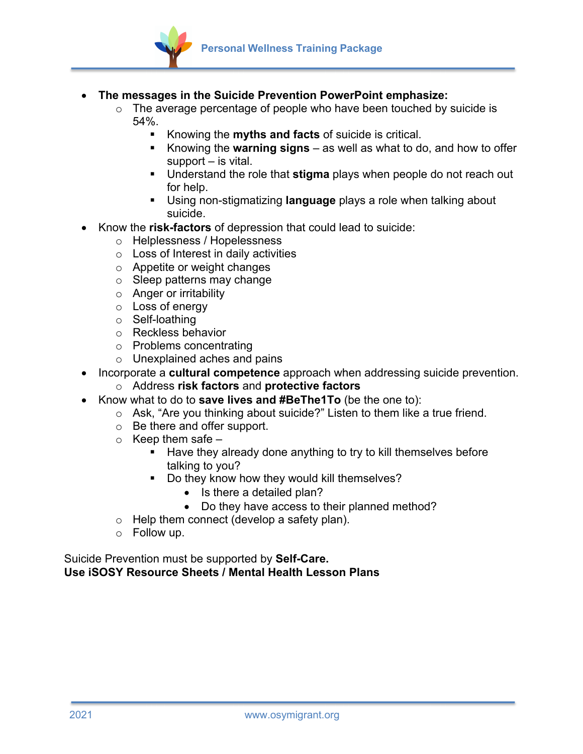- **The messages in the Suicide Prevention PowerPoint emphasize:**
    - The average percentage of people who have been touched by suicide is 54%.
        - Knowing the **myths and facts** of suicide is critical.
        - Knowing the **warning signs** – as well as what to do, and how to offer support – is vital.
        - Understand the role that **stigma** plays when people do not reach out for help.
        - Using non-stigmatizing **language** plays a role when talking about suicide.
- Know the **risk-factors** of depression that could lead to suicide:
    - Helplessness / Hopelessness
    - Loss of Interest in daily activities
    - Appetite or weight changes
    - Sleep patterns may change
    - Anger or irritability
    - Loss of energy
    - Self-loathing
    - Reckless behavior
    - Problems concentrating
    - Unexplained aches and pains
- Incorporate a **cultural competence** approach when addressing suicide prevention.
    - Address **risk factors** and **protective factors**
- Know what to do to **save lives and #BeThe1To** (be the one to):
    - Ask, "Are you thinking about suicide?" Listen to them like a true friend.
    - Be there and offer support.
    - Keep them safe –
        - Have they already done anything to try to kill themselves before talking to you?
        - Do they know how they would kill themselves?
            - Is there a detailed plan?
            - Do they have access to their planned method?
    - Help them connect (develop a safety plan).
    - Follow up.

Suicide Prevention must be supported by **Self-Care.**
**Use iSOSY Resource Sheets / Mental Health Lesson Plans**